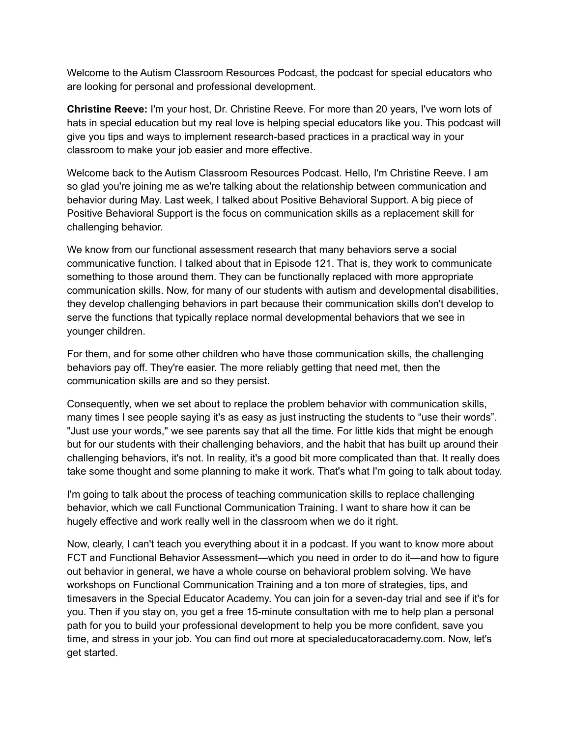Welcome to the Autism Classroom Resources Podcast, the podcast for special educators who are looking for personal and professional development.

**Christine Reeve:** I'm your host, Dr. Christine Reeve. For more than 20 years, I've worn lots of hats in special education but my real love is helping special educators like you. This podcast will give you tips and ways to implement research-based practices in a practical way in your classroom to make your job easier and more effective.

Welcome back to the Autism Classroom Resources Podcast. Hello, I'm Christine Reeve. I am so glad you're joining me as we're talking about the relationship between communication and behavior during May. Last week, I talked about Positive Behavioral Support. A big piece of Positive Behavioral Support is the focus on communication skills as a replacement skill for challenging behavior.

We know from our functional assessment research that many behaviors serve a social communicative function. I talked about that in Episode 121. That is, they work to communicate something to those around them. They can be functionally replaced with more appropriate communication skills. Now, for many of our students with autism and developmental disabilities, they develop challenging behaviors in part because their communication skills don't develop to serve the functions that typically replace normal developmental behaviors that we see in younger children.

For them, and for some other children who have those communication skills, the challenging behaviors pay off. They're easier. The more reliably getting that need met, then the communication skills are and so they persist.

Consequently, when we set about to replace the problem behavior with communication skills, many times I see people saying it's as easy as just instructing the students to "use their words". "Just use your words," we see parents say that all the time. For little kids that might be enough but for our students with their challenging behaviors, and the habit that has built up around their challenging behaviors, it's not. In reality, it's a good bit more complicated than that. It really does take some thought and some planning to make it work. That's what I'm going to talk about today.

I'm going to talk about the process of teaching communication skills to replace challenging behavior, which we call Functional Communication Training. I want to share how it can be hugely effective and work really well in the classroom when we do it right.

Now, clearly, I can't teach you everything about it in a podcast. If you want to know more about FCT and Functional Behavior Assessment—which you need in order to do it—and how to figure out behavior in general, we have a whole course on behavioral problem solving. We have workshops on Functional Communication Training and a ton more of strategies, tips, and timesavers in the Special Educator Academy. You can join for a seven-day trial and see if it's for you. Then if you stay on, you get a free 15-minute consultation with me to help plan a personal path for you to build your professional development to help you be more confident, save you time, and stress in your job. You can find out more at specialeducatoracademy.com. Now, let's get started.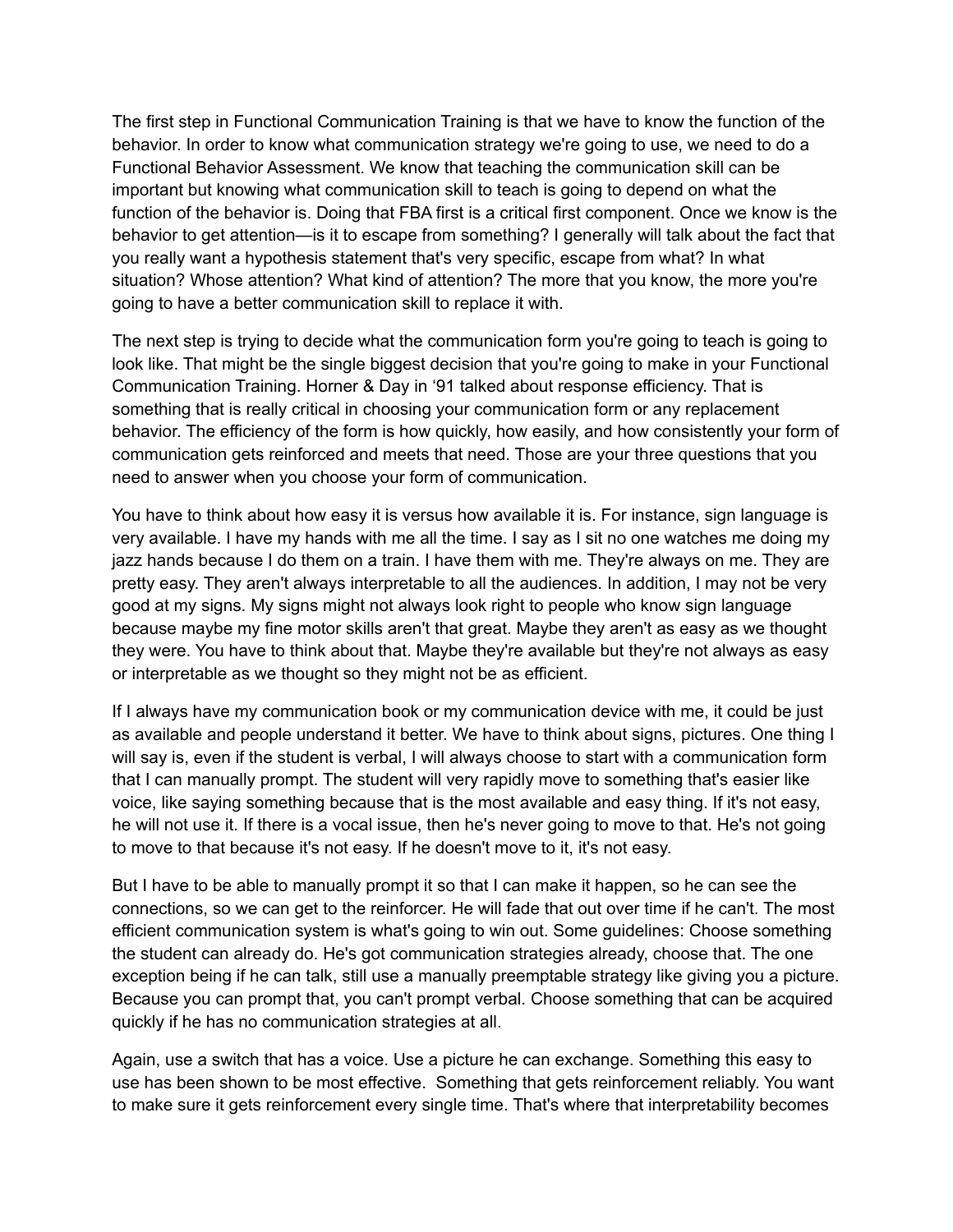The first step in Functional Communication Training is that we have to know the function of the behavior. In order to know what communication strategy we're going to use, we need to do a Functional Behavior Assessment. We know that teaching the communication skill can be important but knowing what communication skill to teach is going to depend on what the function of the behavior is. Doing that FBA first is a critical first component. Once we know is the behavior to get attention—is it to escape from something? I generally will talk about the fact that you really want a hypothesis statement that's very specific, escape from what? In what situation? Whose attention? What kind of attention? The more that you know, the more you're going to have a better communication skill to replace it with.

The next step is trying to decide what the communication form you're going to teach is going to look like. That might be the single biggest decision that you're going to make in your Functional Communication Training. Horner & Day in '91 talked about response efficiency. That is something that is really critical in choosing your communication form or any replacement behavior. The efficiency of the form is how quickly, how easily, and how consistently your form of communication gets reinforced and meets that need. Those are your three questions that you need to answer when you choose your form of communication.

You have to think about how easy it is versus how available it is. For instance, sign language is very available. I have my hands with me all the time. I say as I sit no one watches me doing my jazz hands because I do them on a train. I have them with me. They're always on me. They are pretty easy. They aren't always interpretable to all the audiences. In addition, I may not be very good at my signs. My signs might not always look right to people who know sign language because maybe my fine motor skills aren't that great. Maybe they aren't as easy as we thought they were. You have to think about that. Maybe they're available but they're not always as easy or interpretable as we thought so they might not be as efficient.

If I always have my communication book or my communication device with me, it could be just as available and people understand it better. We have to think about signs, pictures. One thing I will say is, even if the student is verbal, I will always choose to start with a communication form that I can manually prompt. The student will very rapidly move to something that's easier like voice, like saying something because that is the most available and easy thing. If it's not easy, he will not use it. If there is a vocal issue, then he's never going to move to that. He's not going to move to that because it's not easy. If he doesn't move to it, it's not easy.

But I have to be able to manually prompt it so that I can make it happen, so he can see the connections, so we can get to the reinforcer. He will fade that out over time if he can't. The most efficient communication system is what's going to win out. Some guidelines: Choose something the student can already do. He's got communication strategies already, choose that. The one exception being if he can talk, still use a manually preemptable strategy like giving you a picture. Because you can prompt that, you can't prompt verbal. Choose something that can be acquired quickly if he has no communication strategies at all.

Again, use a switch that has a voice. Use a picture he can exchange. Something this easy to use has been shown to be most effective. Something that gets reinforcement reliably. You want to make sure it gets reinforcement every single time. That's where that interpretability becomes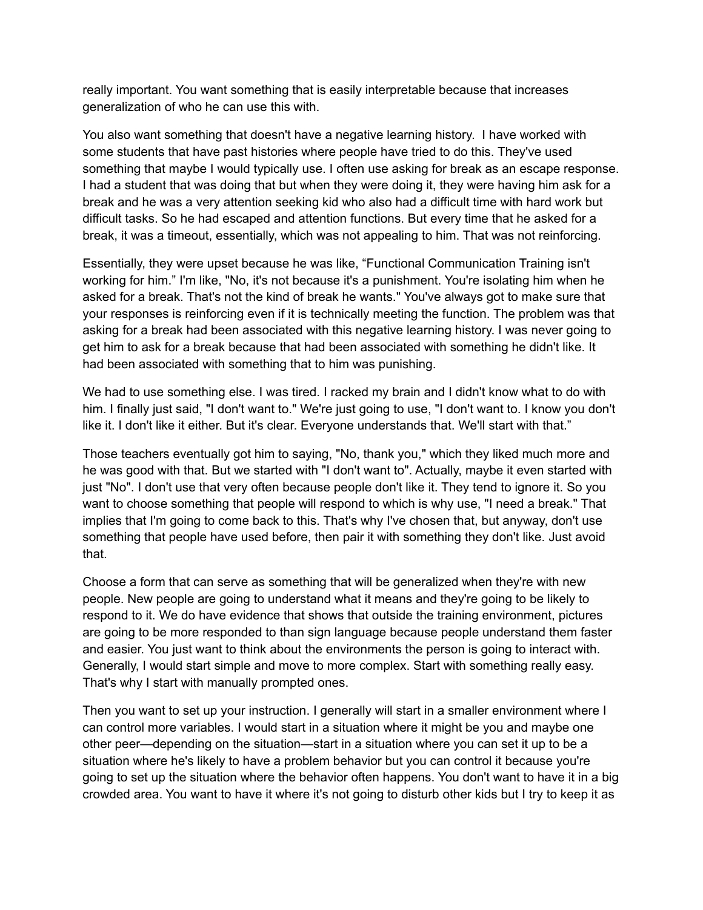really important. You want something that is easily interpretable because that increases generalization of who he can use this with.

You also want something that doesn't have a negative learning history.  I have worked with some students that have past histories where people have tried to do this. They've used something that maybe I would typically use. I often use asking for break as an escape response. I had a student that was doing that but when they were doing it, they were having him ask for a break and he was a very attention seeking kid who also had a difficult time with hard work but difficult tasks. So he had escaped and attention functions. But every time that he asked for a break, it was a timeout, essentially, which was not appealing to him. That was not reinforcing.

Essentially, they were upset because he was like, "Functional Communication Training isn't working for him." I'm like, "No, it's not because it's a punishment. You're isolating him when he asked for a break. That's not the kind of break he wants." You've always got to make sure that your responses is reinforcing even if it is technically meeting the function. The problem was that asking for a break had been associated with this negative learning history. I was never going to get him to ask for a break because that had been associated with something he didn't like. It had been associated with something that to him was punishing.

We had to use something else. I was tired. I racked my brain and I didn't know what to do with him. I finally just said, "I don't want to." We're just going to use, "I don't want to. I know you don't like it. I don't like it either. But it's clear. Everyone understands that. We'll start with that."

Those teachers eventually got him to saying, "No, thank you," which they liked much more and he was good with that. But we started with "I don't want to". Actually, maybe it even started with just "No". I don't use that very often because people don't like it. They tend to ignore it. So you want to choose something that people will respond to which is why use, "I need a break." That implies that I'm going to come back to this. That's why I've chosen that, but anyway, don't use something that people have used before, then pair it with something they don't like. Just avoid that.

Choose a form that can serve as something that will be generalized when they're with new people. New people are going to understand what it means and they're going to be likely to respond to it. We do have evidence that shows that outside the training environment, pictures are going to be more responded to than sign language because people understand them faster and easier. You just want to think about the environments the person is going to interact with. Generally, I would start simple and move to more complex. Start with something really easy. That's why I start with manually prompted ones.

Then you want to set up your instruction. I generally will start in a smaller environment where I can control more variables. I would start in a situation where it might be you and maybe one other peer—depending on the situation—start in a situation where you can set it up to be a situation where he's likely to have a problem behavior but you can control it because you're going to set up the situation where the behavior often happens. You don't want to have it in a big crowded area. You want to have it where it's not going to disturb other kids but I try to keep it as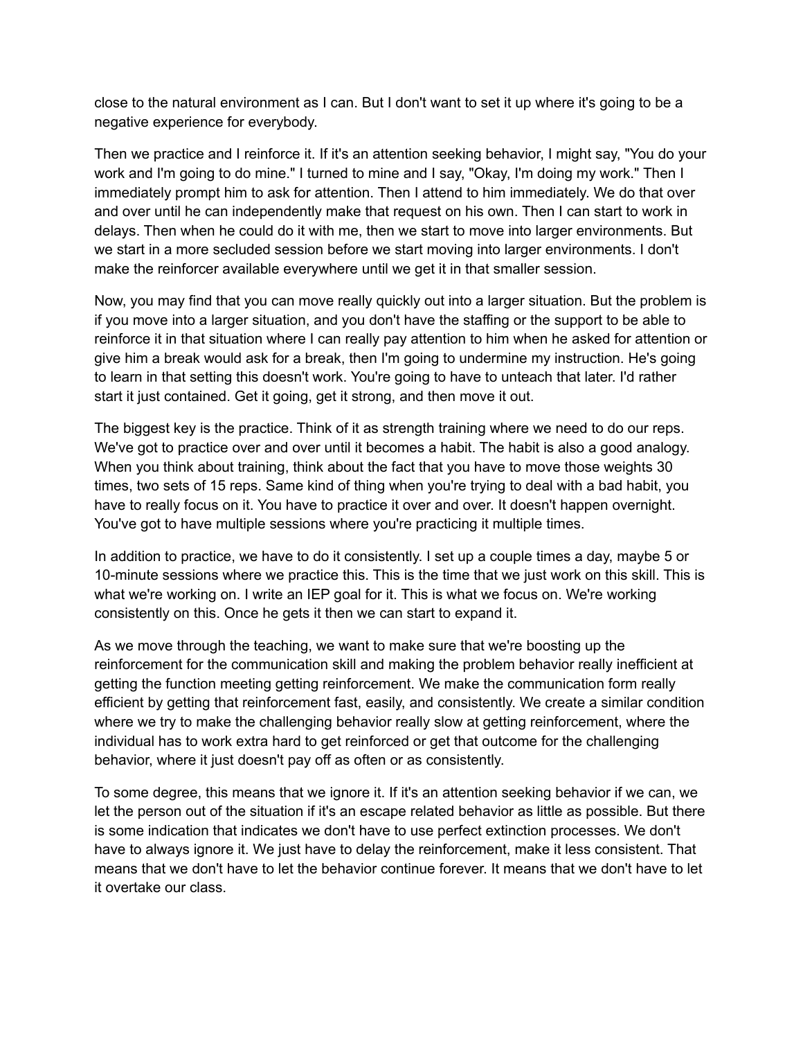close to the natural environment as I can. But I don't want to set it up where it's going to be a negative experience for everybody.

Then we practice and I reinforce it. If it's an attention seeking behavior, I might say, "You do your work and I'm going to do mine." I turned to mine and I say, "Okay, I'm doing my work." Then I immediately prompt him to ask for attention. Then I attend to him immediately. We do that over and over until he can independently make that request on his own. Then I can start to work in delays. Then when he could do it with me, then we start to move into larger environments. But we start in a more secluded session before we start moving into larger environments. I don't make the reinforcer available everywhere until we get it in that smaller session.

Now, you may find that you can move really quickly out into a larger situation. But the problem is if you move into a larger situation, and you don't have the staffing or the support to be able to reinforce it in that situation where I can really pay attention to him when he asked for attention or give him a break would ask for a break, then I'm going to undermine my instruction. He's going to learn in that setting this doesn't work. You're going to have to unteach that later. I'd rather start it just contained. Get it going, get it strong, and then move it out.

The biggest key is the practice. Think of it as strength training where we need to do our reps. We've got to practice over and over until it becomes a habit. The habit is also a good analogy. When you think about training, think about the fact that you have to move those weights 30 times, two sets of 15 reps. Same kind of thing when you're trying to deal with a bad habit, you have to really focus on it. You have to practice it over and over. It doesn't happen overnight. You've got to have multiple sessions where you're practicing it multiple times.

In addition to practice, we have to do it consistently. I set up a couple times a day, maybe 5 or 10-minute sessions where we practice this. This is the time that we just work on this skill. This is what we're working on. I write an IEP goal for it. This is what we focus on. We're working consistently on this. Once he gets it then we can start to expand it.

As we move through the teaching, we want to make sure that we're boosting up the reinforcement for the communication skill and making the problem behavior really inefficient at getting the function meeting getting reinforcement. We make the communication form really efficient by getting that reinforcement fast, easily, and consistently. We create a similar condition where we try to make the challenging behavior really slow at getting reinforcement, where the individual has to work extra hard to get reinforced or get that outcome for the challenging behavior, where it just doesn't pay off as often or as consistently.

To some degree, this means that we ignore it. If it's an attention seeking behavior if we can, we let the person out of the situation if it's an escape related behavior as little as possible. But there is some indication that indicates we don't have to use perfect extinction processes. We don't have to always ignore it. We just have to delay the reinforcement, make it less consistent. That means that we don't have to let the behavior continue forever. It means that we don't have to let it overtake our class.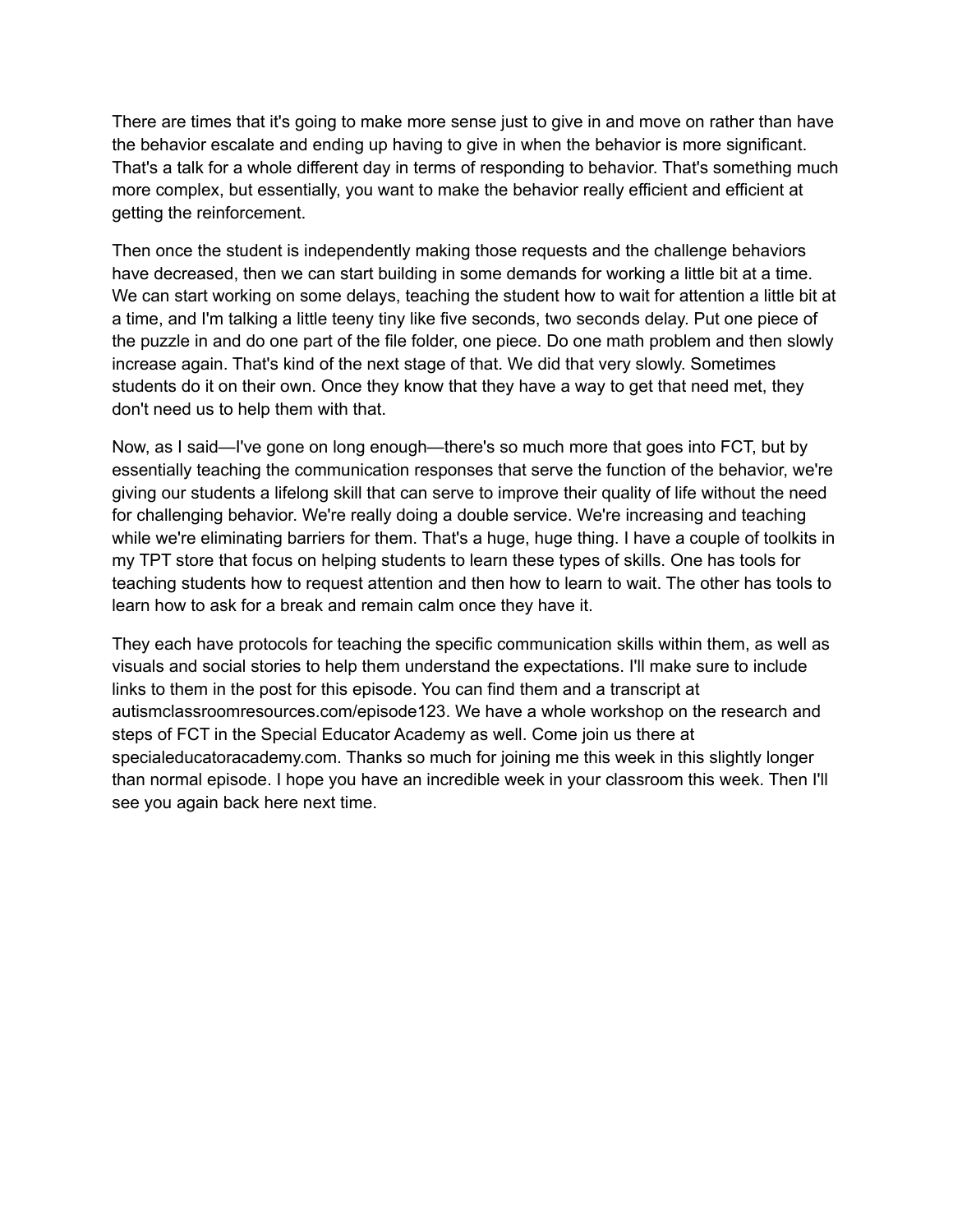There are times that it's going to make more sense just to give in and move on rather than have the behavior escalate and ending up having to give in when the behavior is more significant. That's a talk for a whole different day in terms of responding to behavior. That's something much more complex, but essentially, you want to make the behavior really efficient and efficient at getting the reinforcement.

Then once the student is independently making those requests and the challenge behaviors have decreased, then we can start building in some demands for working a little bit at a time. We can start working on some delays, teaching the student how to wait for attention a little bit at a time, and I'm talking a little teeny tiny like five seconds, two seconds delay. Put one piece of the puzzle in and do one part of the file folder, one piece. Do one math problem and then slowly increase again. That's kind of the next stage of that. We did that very slowly. Sometimes students do it on their own. Once they know that they have a way to get that need met, they don't need us to help them with that.

Now, as I said—I've gone on long enough—there's so much more that goes into FCT, but by essentially teaching the communication responses that serve the function of the behavior, we're giving our students a lifelong skill that can serve to improve their quality of life without the need for challenging behavior. We're really doing a double service. We're increasing and teaching while we're eliminating barriers for them. That's a huge, huge thing. I have a couple of toolkits in my TPT store that focus on helping students to learn these types of skills. One has tools for teaching students how to request attention and then how to learn to wait. The other has tools to learn how to ask for a break and remain calm once they have it.

They each have protocols for teaching the specific communication skills within them, as well as visuals and social stories to help them understand the expectations. I'll make sure to include links to them in the post for this episode. You can find them and a transcript at autismclassroomresources.com/episode123. We have a whole workshop on the research and steps of FCT in the Special Educator Academy as well. Come join us there at specialeducatoracademy.com. Thanks so much for joining me this week in this slightly longer than normal episode. I hope you have an incredible week in your classroom this week. Then I'll see you again back here next time.